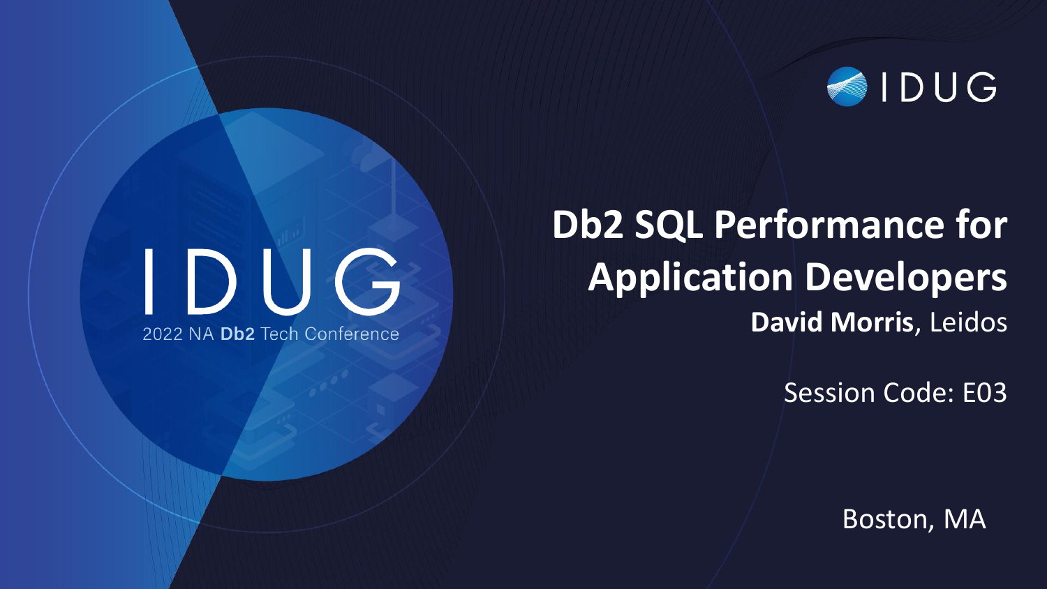# Db2 SQL Performance for Application Developers

**David Morris**, Leidos

Session Code: E03

IDUG 2022 NA **Db2** Tech Conference

Boston, MA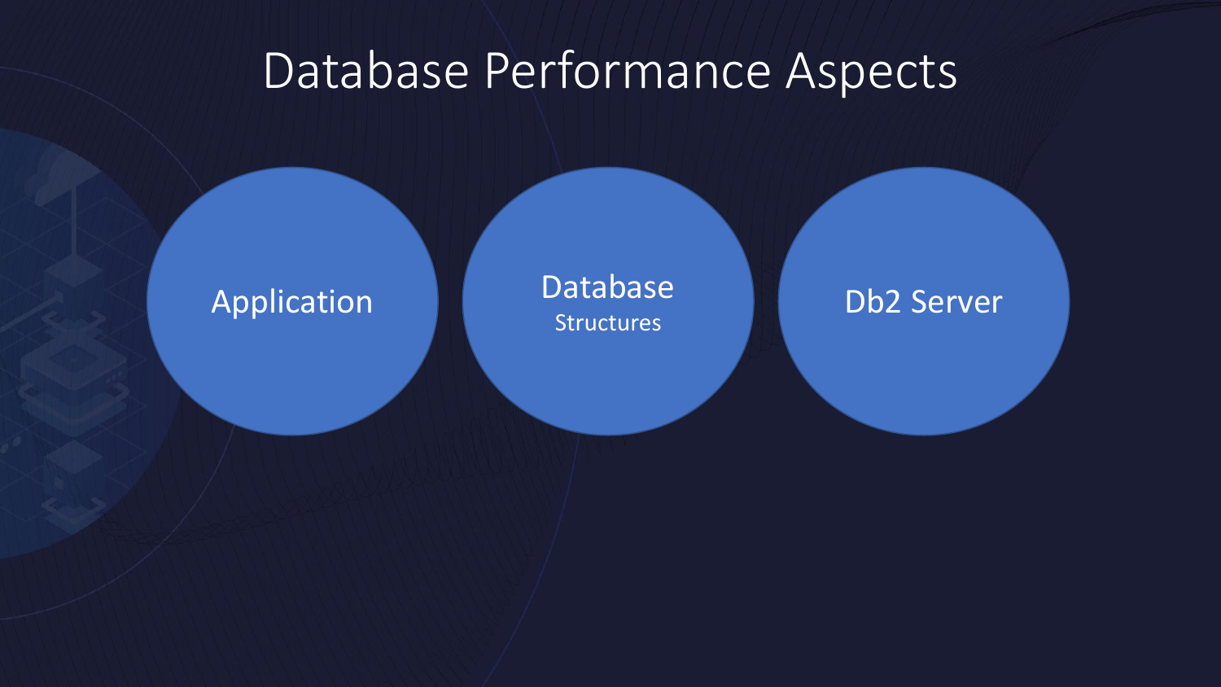# Database Performance Aspects

- Application
- Database Structures
- Db2 Server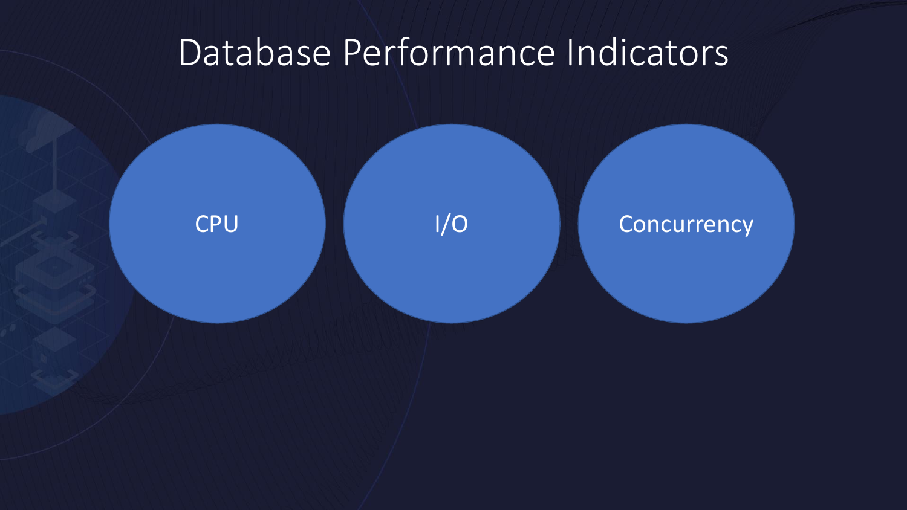# Database Performance Indicators

- CPU
- I/O
- Concurrency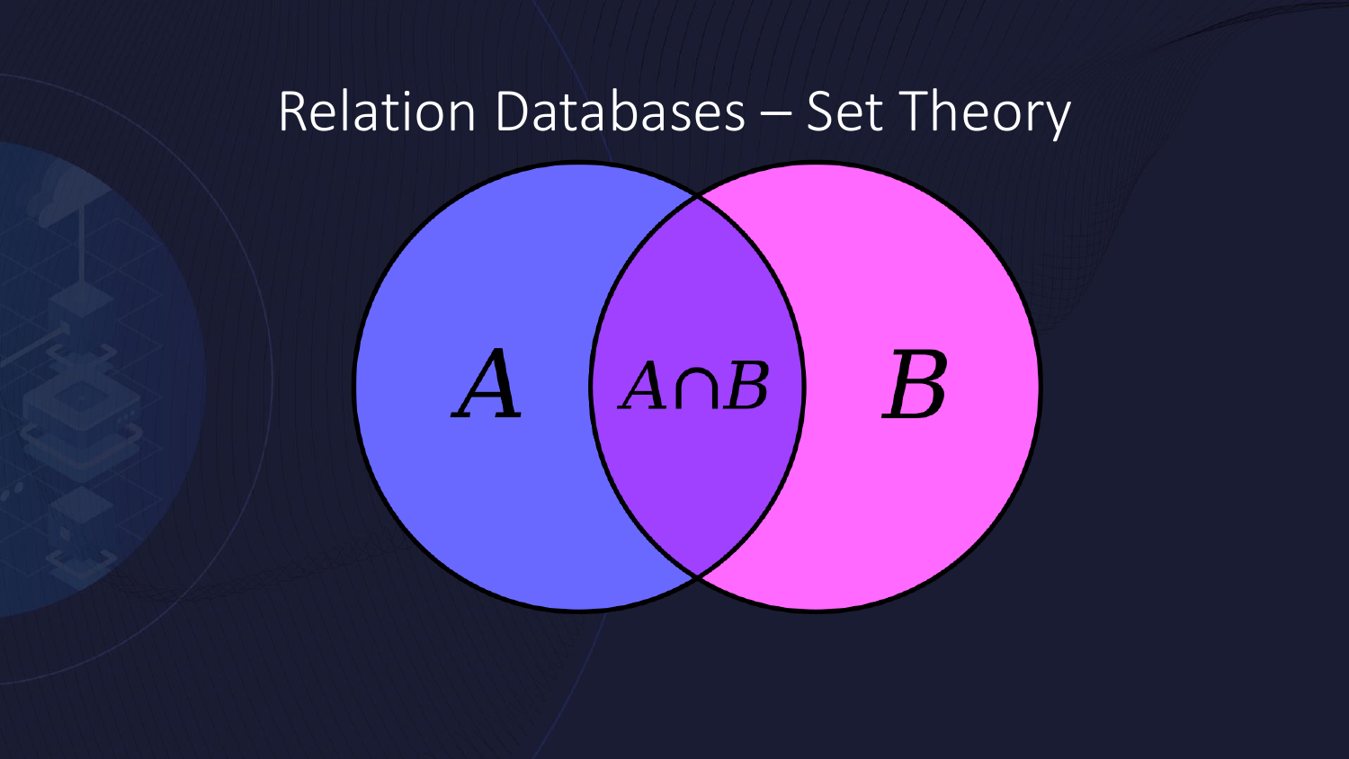# Relation Databases – Set Theory

$A$

$A \cap B$

$B$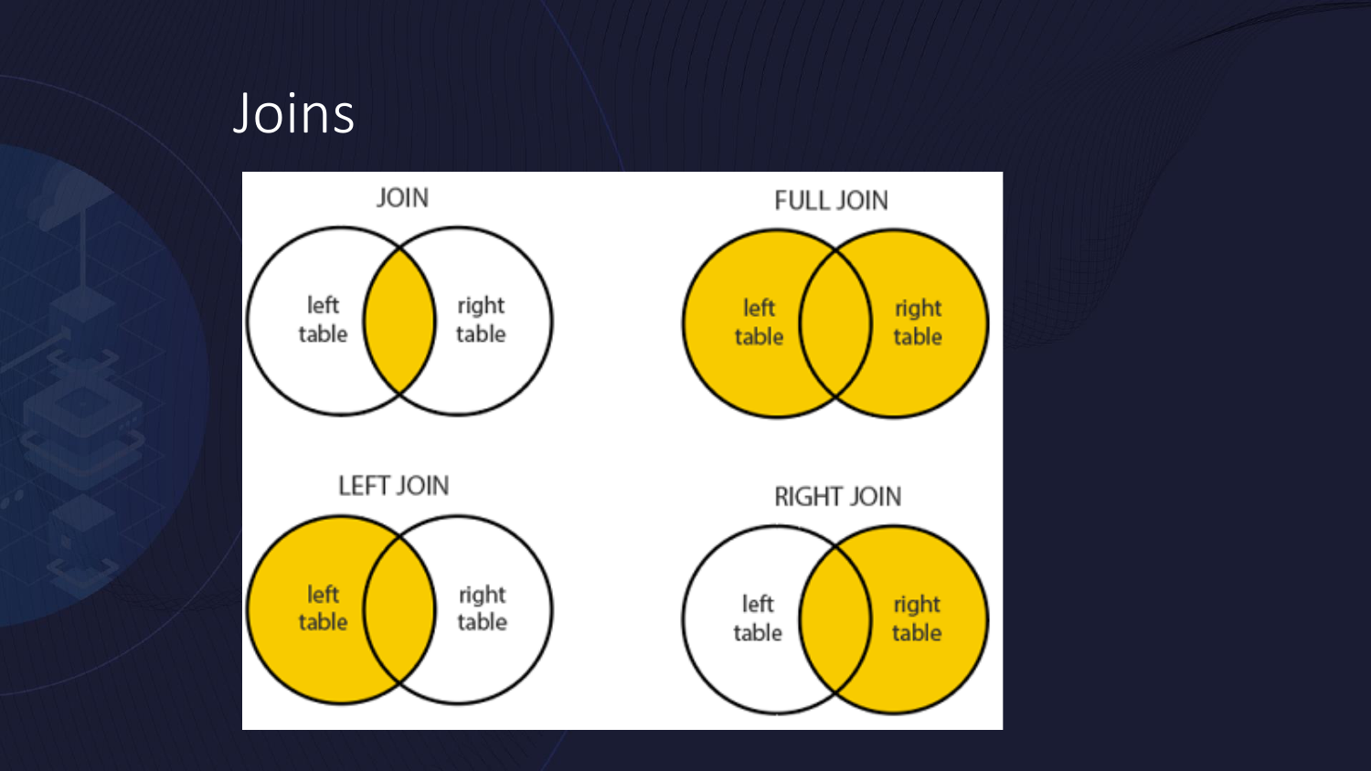# Joins

JOIN

left table

right table

FULL JOIN

left table

right table

LEFT JOIN

left table

right table

RIGHT JOIN

left table

right table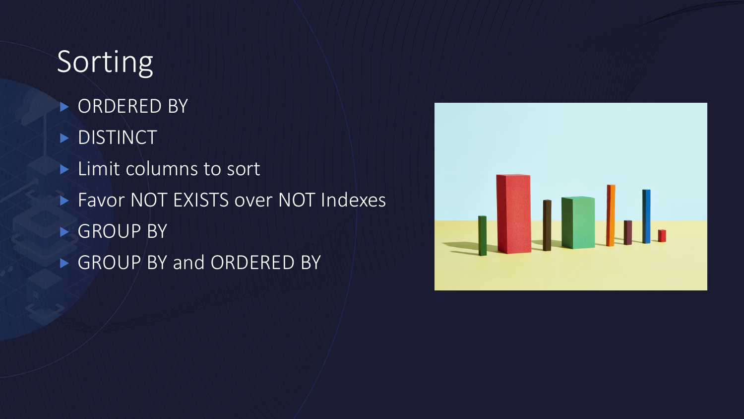# Sorting

- ORDERED BY
- DISTINCT
- Limit columns to sort
- Favor NOT EXISTS over NOT Indexes
- GROUP BY
- GROUP BY and ORDERED BY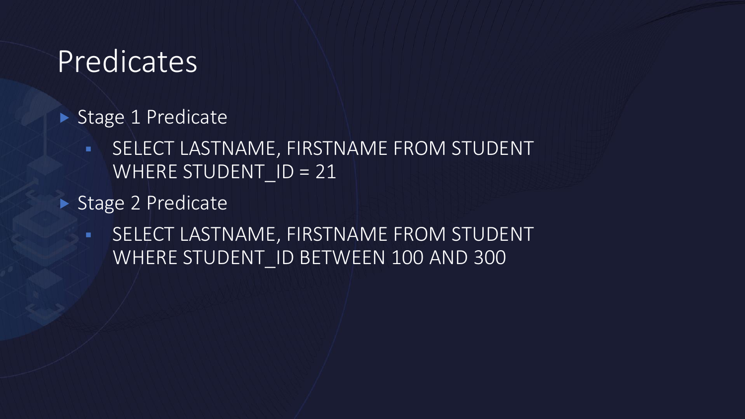# Predicates

- Stage 1 Predicate
  - SELECT LASTNAME, FIRSTNAME FROM STUDENT WHERE STUDENT_ID = 21
- Stage 2 Predicate
  - SELECT LASTNAME, FIRSTNAME FROM STUDENT WHERE STUDENT_ID BETWEEN 100 AND 300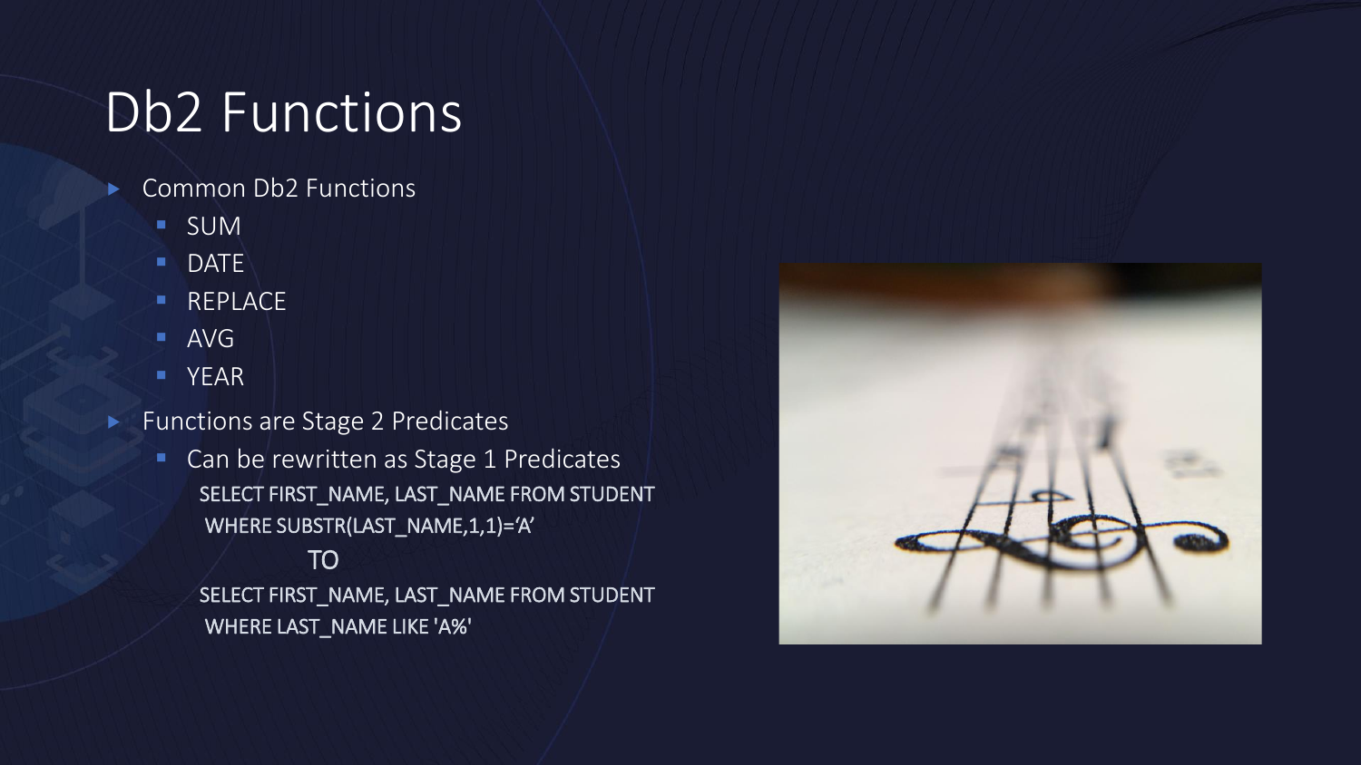# Db2 Functions

- Common Db2 Functions
  - SUM
  - DATE
  - REPLACE
  - AVG
  - YEAR
- Functions are Stage 2 Predicates
  - Can be rewritten as Stage 1 Predicates

```
SELECT FIRST_NAME, LAST_NAME FROM STUDENT
 WHERE SUBSTR(LAST_NAME,1,1)=‘A’
```

TO

```
SELECT FIRST_NAME, LAST_NAME FROM STUDENT
 WHERE LAST_NAME LIKE 'A%'
```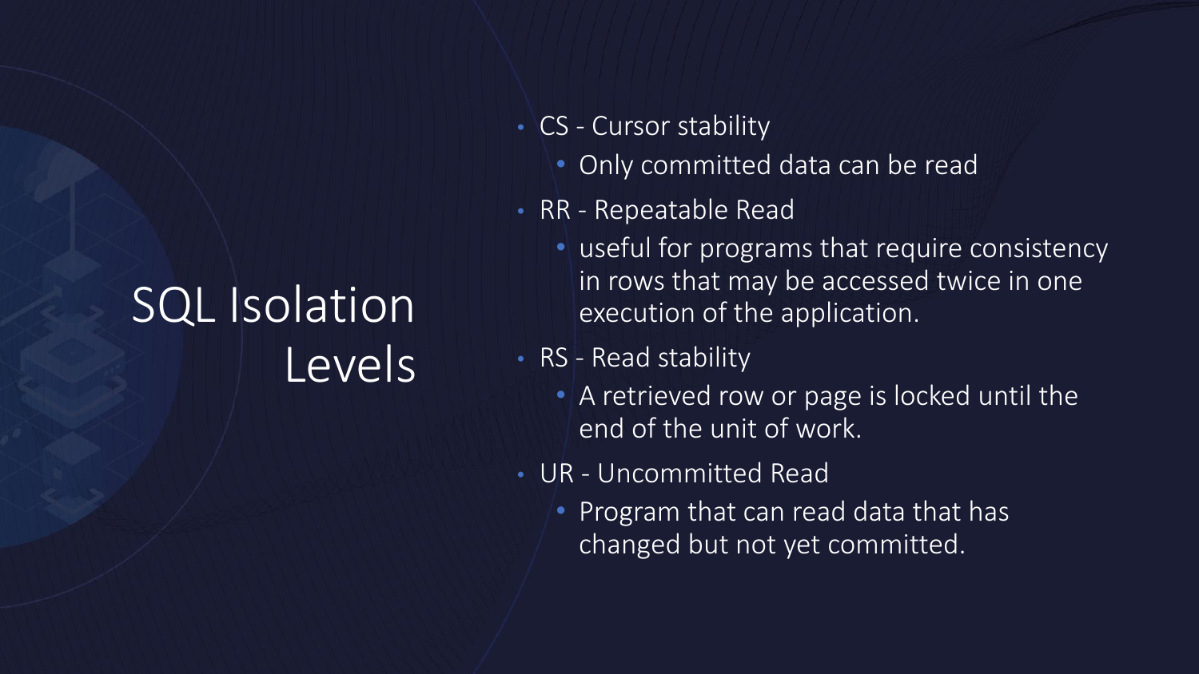# SQL Isolation Levels

- CS - Cursor stability
  - Only committed data can be read
- RR - Repeatable Read
  - useful for programs that require consistency in rows that may be accessed twice in one execution of the application.
- RS - Read stability
  - A retrieved row or page is locked until the end of the unit of work.
- UR - Uncommitted Read
  - Program that can read data that has changed but not yet committed.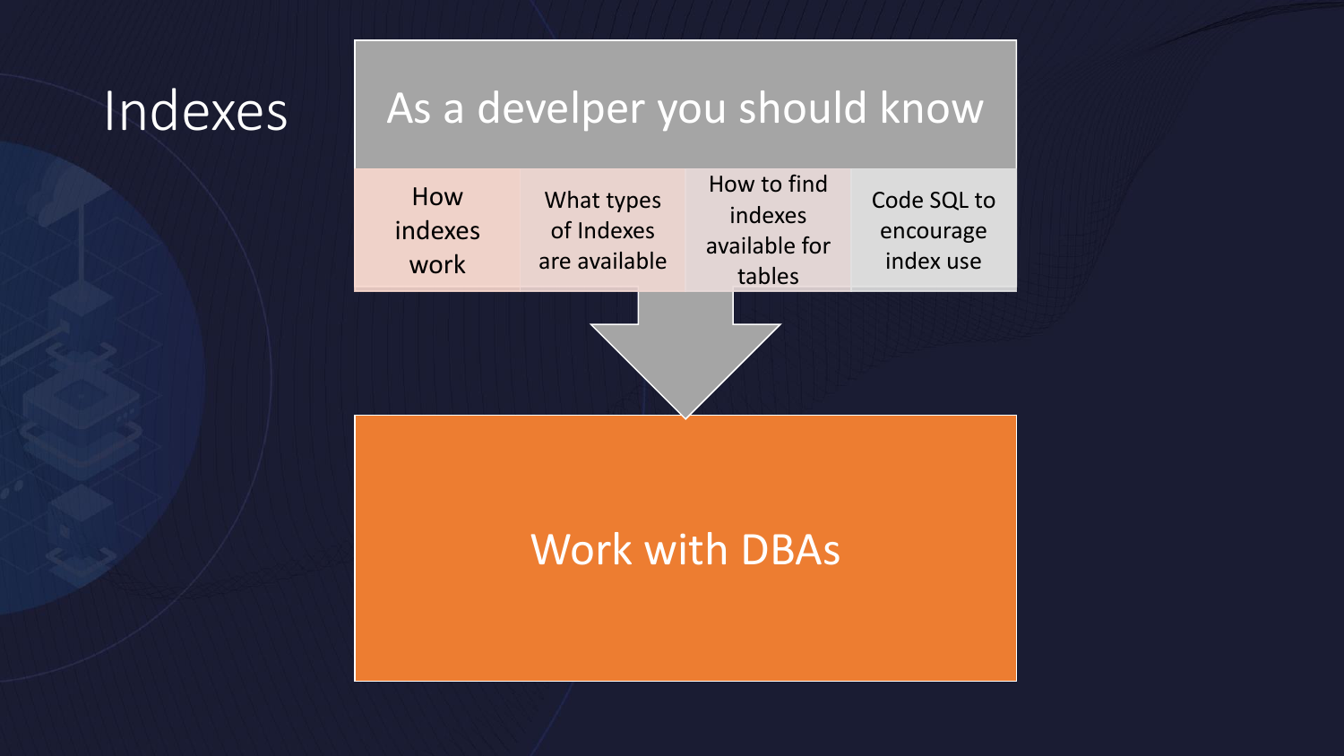# Indexes

## As a develper you should know

- How indexes work
- What types of Indexes are available
- How to find indexes available for tables
- Code SQL to encourage index use

**Work with DBAs**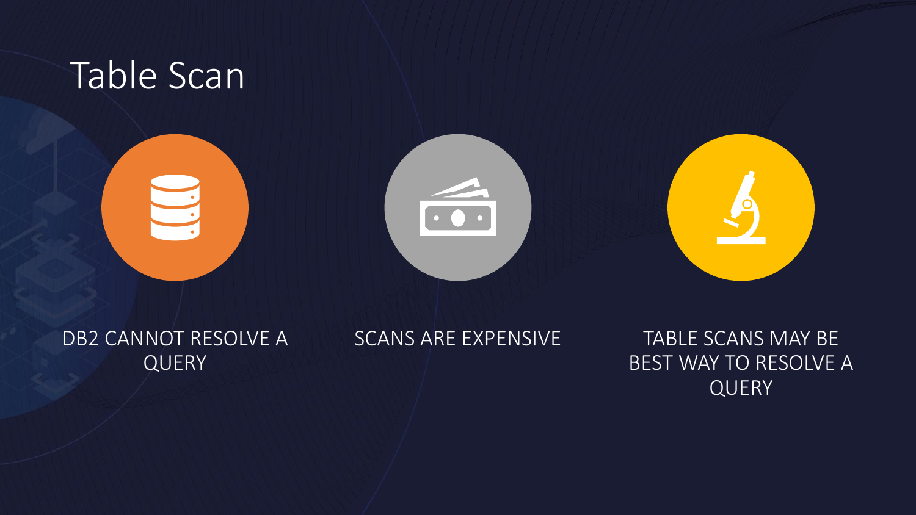# Table Scan

- DB2 CANNOT RESOLVE A QUERY
- SCANS ARE EXPENSIVE
- TABLE SCANS MAY BE BEST WAY TO RESOLVE A QUERY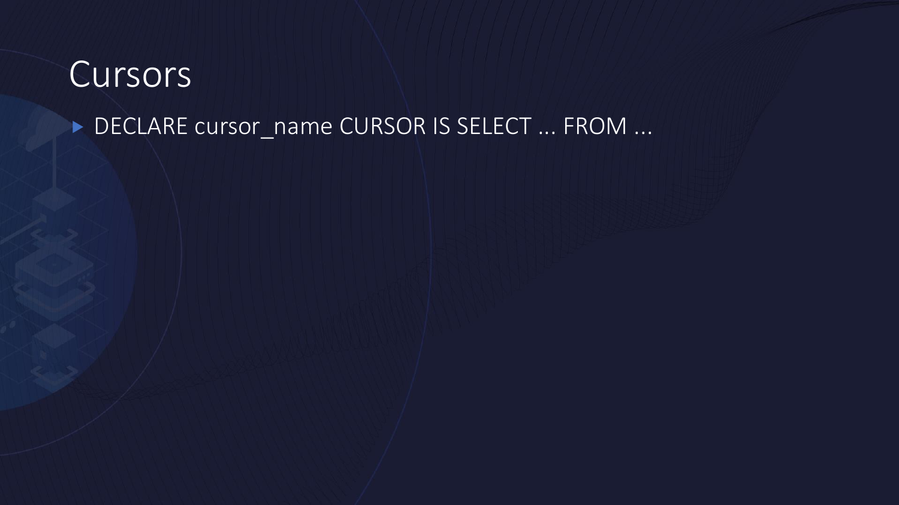# Cursors

- DECLARE cursor_name CURSOR IS SELECT ... FROM ...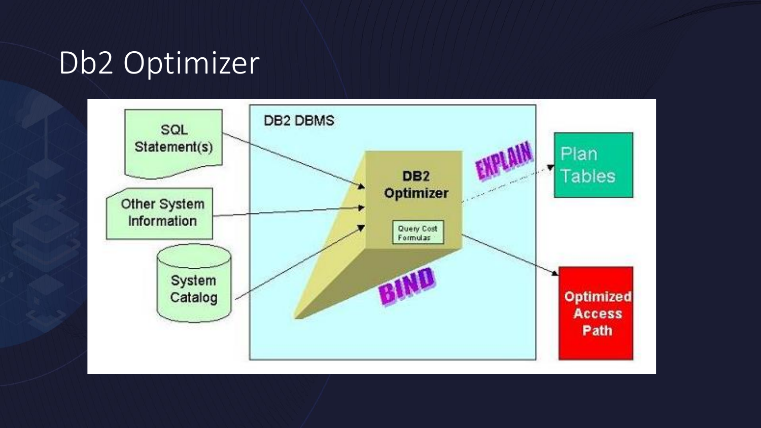# Db2 Optimizer

SQL Statement(s)

Other System Information

System Catalog

DB2 DBMS

DB2 Optimizer

Query Cost Formulas

EXPLAIN

BIND

Plan Tables

Optimized Access Path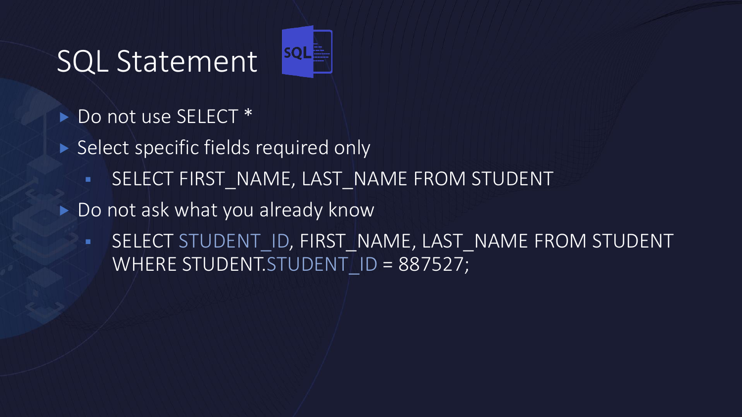# SQL Statement

- Do not use SELECT *
- Select specific fields required only
  - SELECT FIRST_NAME, LAST_NAME FROM STUDENT
- Do not ask what you already know
  - SELECT STUDENT_ID, FIRST_NAME, LAST_NAME FROM STUDENT WHERE STUDENT.STUDENT_ID = 887527;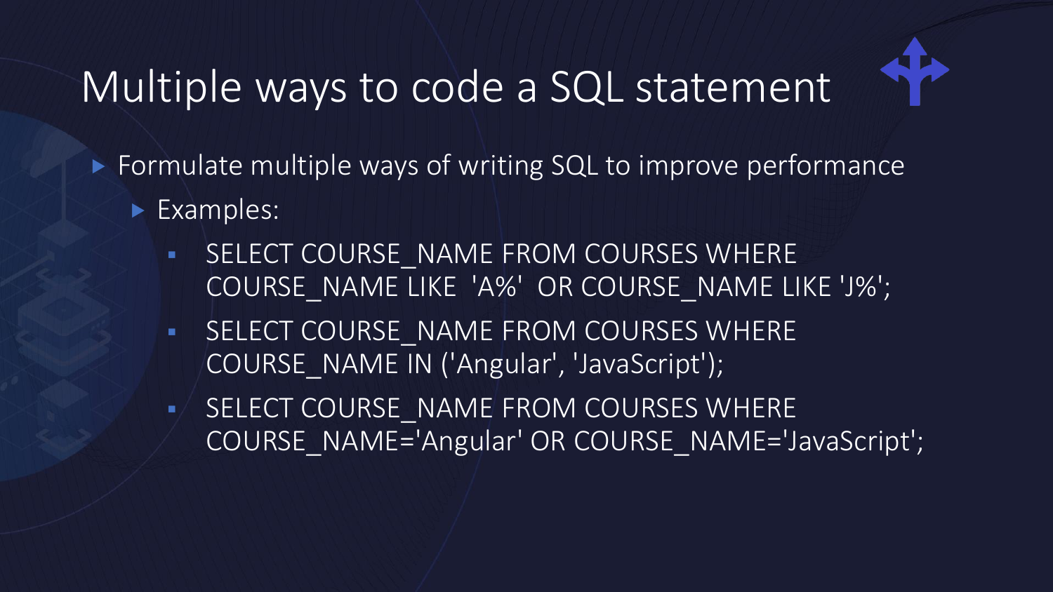# Multiple ways to code a SQL statement

- Formulate multiple ways of writing SQL to improve performance
  - Examples:
    - SELECT COURSE_NAME FROM COURSES WHERE COURSE_NAME LIKE 'A%' OR COURSE_NAME LIKE 'J%';
    - SELECT COURSE_NAME FROM COURSES WHERE COURSE_NAME IN ('Angular', 'JavaScript');
    - SELECT COURSE_NAME FROM COURSES WHERE COURSE_NAME='Angular' OR COURSE_NAME='JavaScript';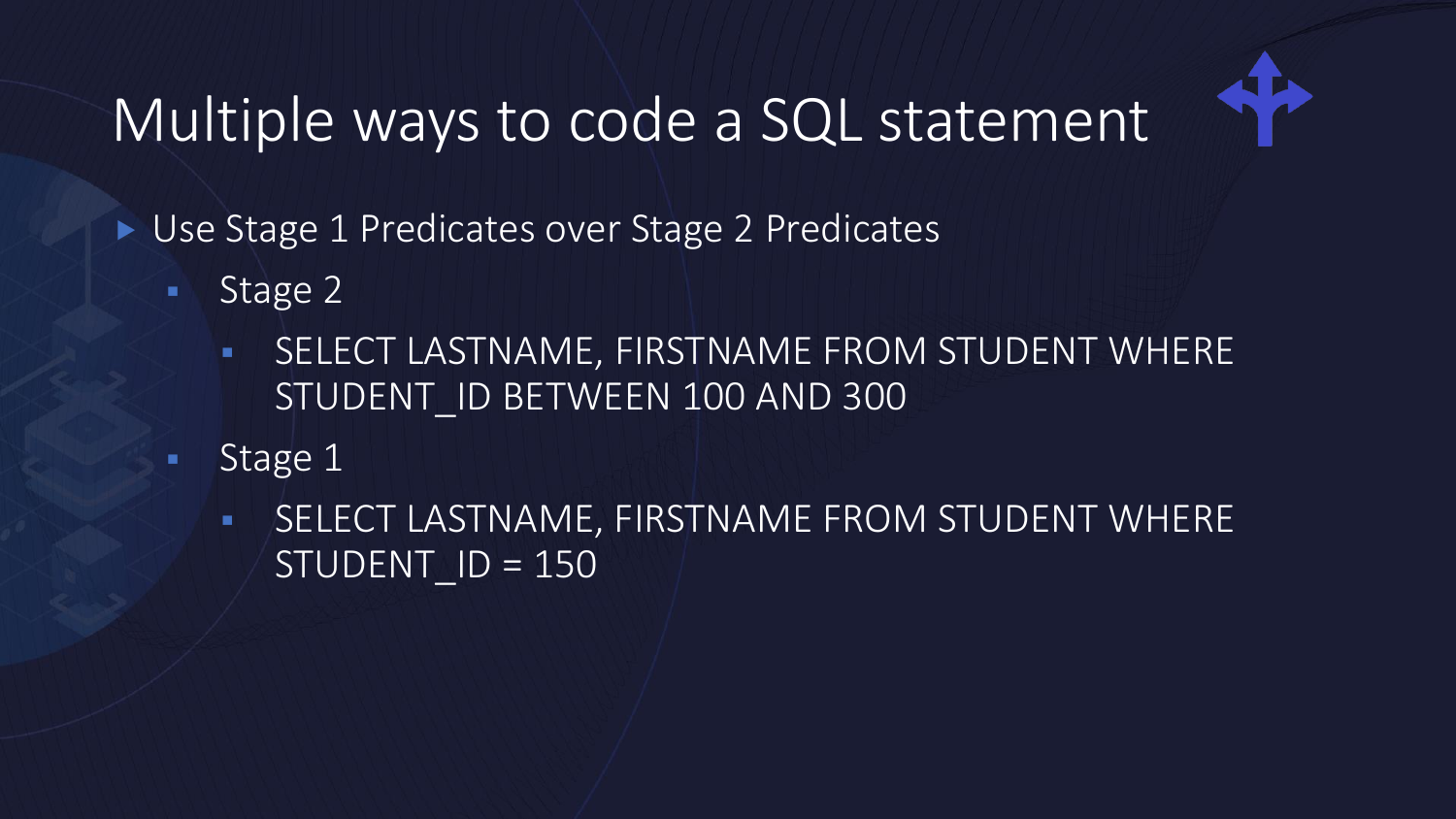# Multiple ways to code a SQL statement

- Use Stage 1 Predicates over Stage 2 Predicates
  - Stage 2
    - SELECT LASTNAME, FIRSTNAME FROM STUDENT WHERE STUDENT_ID BETWEEN 100 AND 300
  - Stage 1
    - SELECT LASTNAME, FIRSTNAME FROM STUDENT WHERE STUDENT_ID = 150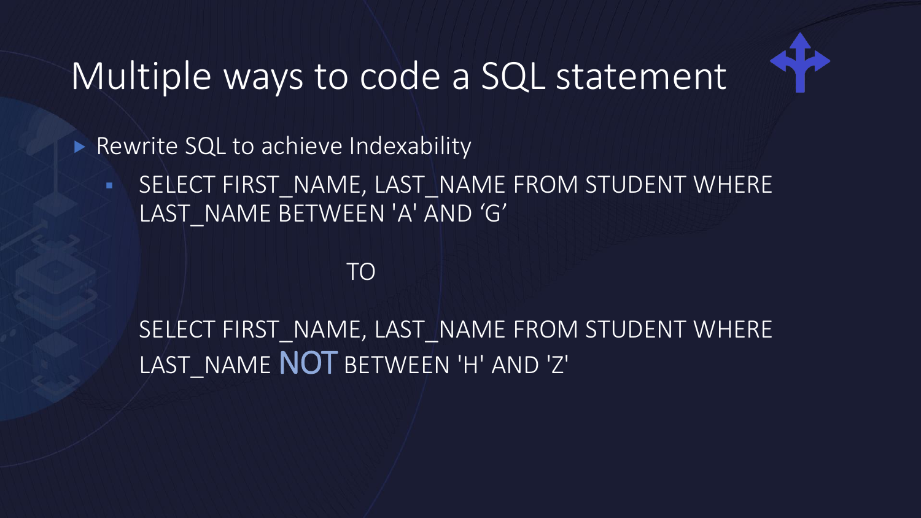# Multiple ways to code a SQL statement

- Rewrite SQL to achieve Indexability
  - SELECT FIRST_NAME, LAST_NAME FROM STUDENT WHERE LAST_NAME BETWEEN 'A' AND ‘G’

    TO

    SELECT FIRST_NAME, LAST_NAME FROM STUDENT WHERE LAST_NAME **NOT** BETWEEN 'H' AND 'Z'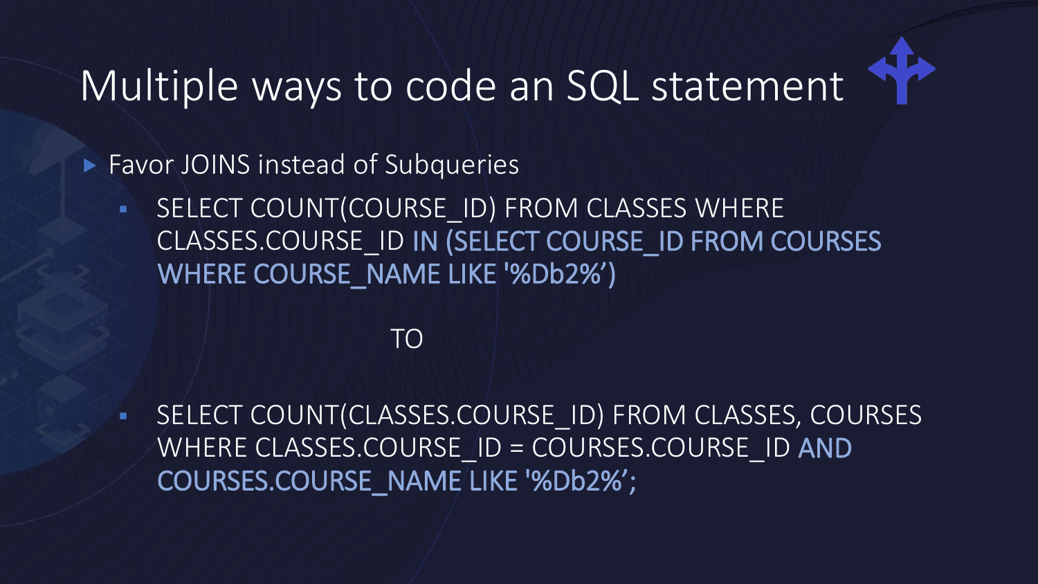# Multiple ways to code an SQL statement

- Favor JOINS instead of Subqueries
  - SELECT COUNT(COURSE_ID) FROM CLASSES WHERE CLASSES.COURSE_ID IN (SELECT COURSE_ID FROM COURSES WHERE COURSE_NAME LIKE '%Db2%')

    TO

  - SELECT COUNT(CLASSES.COURSE_ID) FROM CLASSES, COURSES WHERE CLASSES.COURSE_ID = COURSES.COURSE_ID AND COURSES.COURSE_NAME LIKE '%Db2%';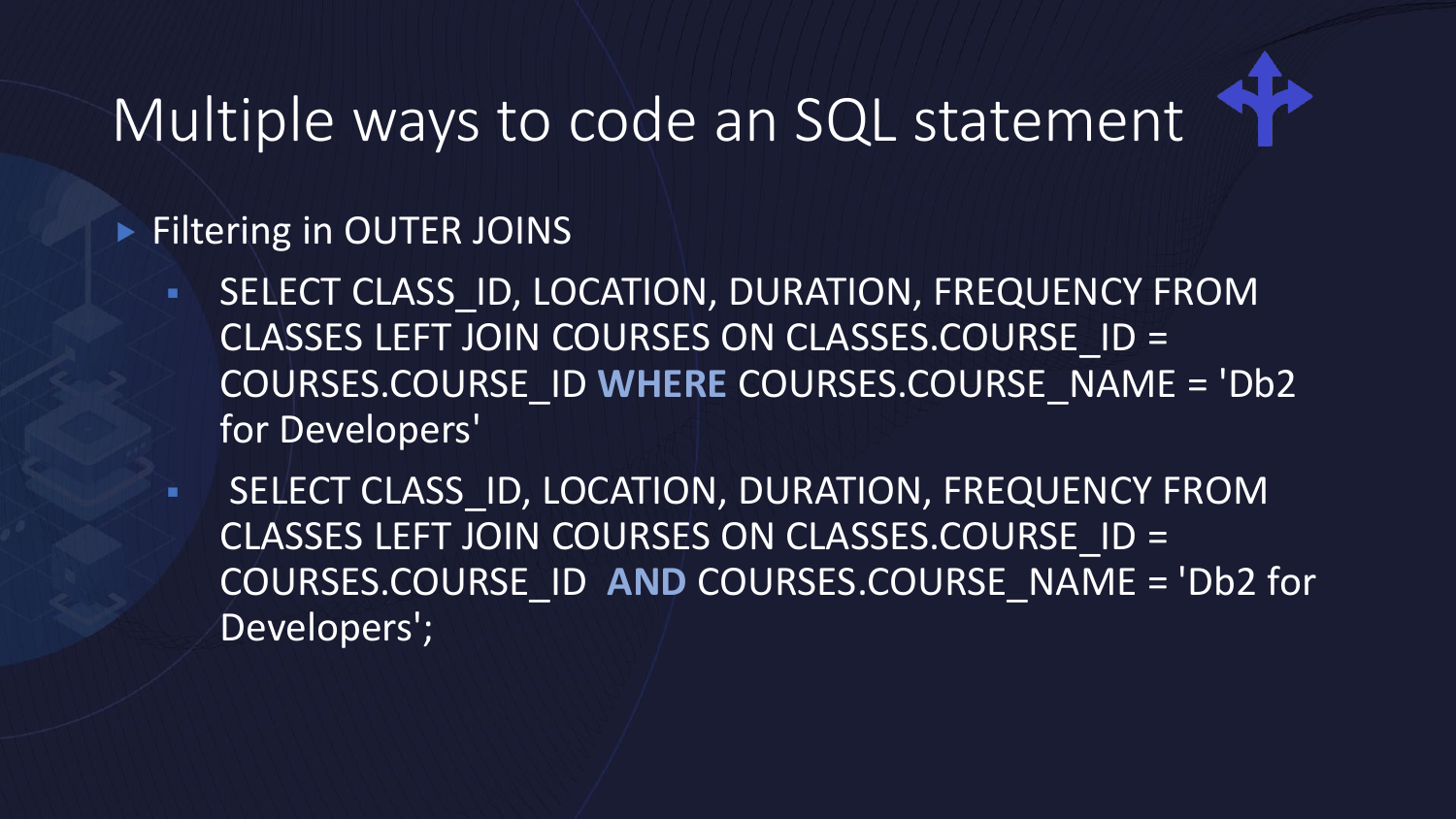# Multiple ways to code an SQL statement

- Filtering in OUTER JOINS
  - SELECT CLASS_ID, LOCATION, DURATION, FREQUENCY FROM CLASSES LEFT JOIN COURSES ON CLASSES.COURSE_ID = COURSES.COURSE_ID **WHERE** COURSES.COURSE_NAME = 'Db2 for Developers'
  - SELECT CLASS_ID, LOCATION, DURATION, FREQUENCY FROM CLASSES LEFT JOIN COURSES ON CLASSES.COURSE_ID = COURSES.COURSE_ID **AND** COURSES.COURSE_NAME = 'Db2 for Developers';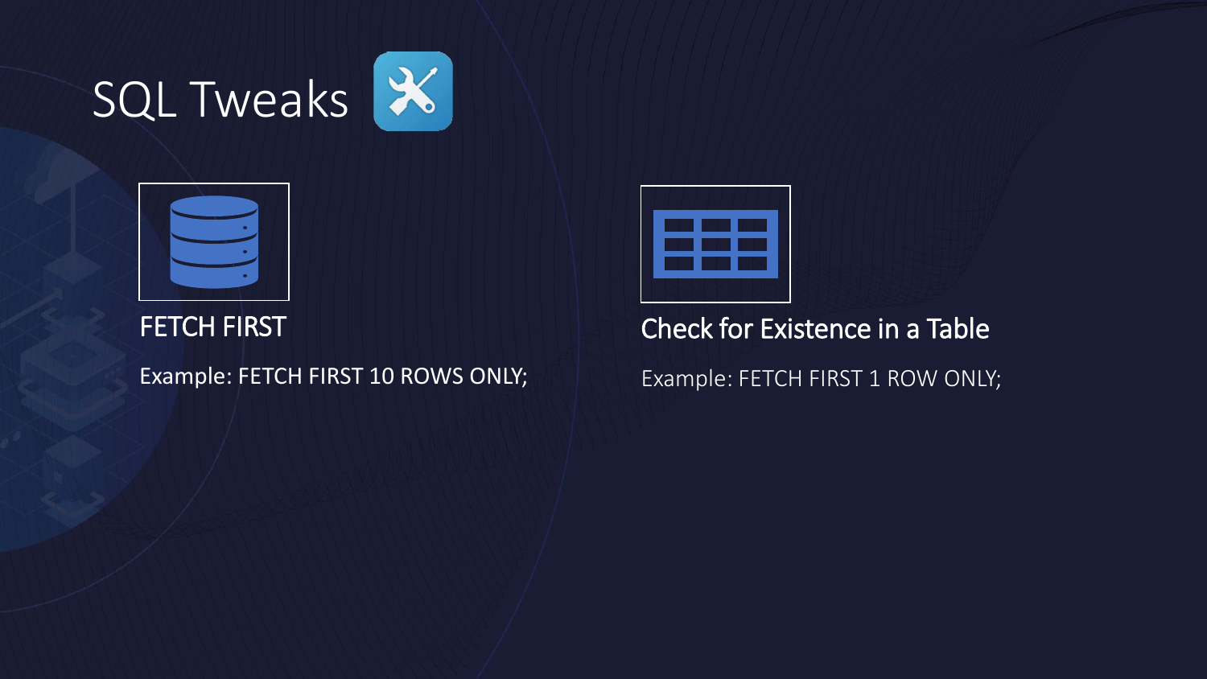# SQL Tweaks

### FETCH FIRST

Example: FETCH FIRST 10 ROWS ONLY;

### Check for Existence in a Table

Example: FETCH FIRST 1 ROW ONLY;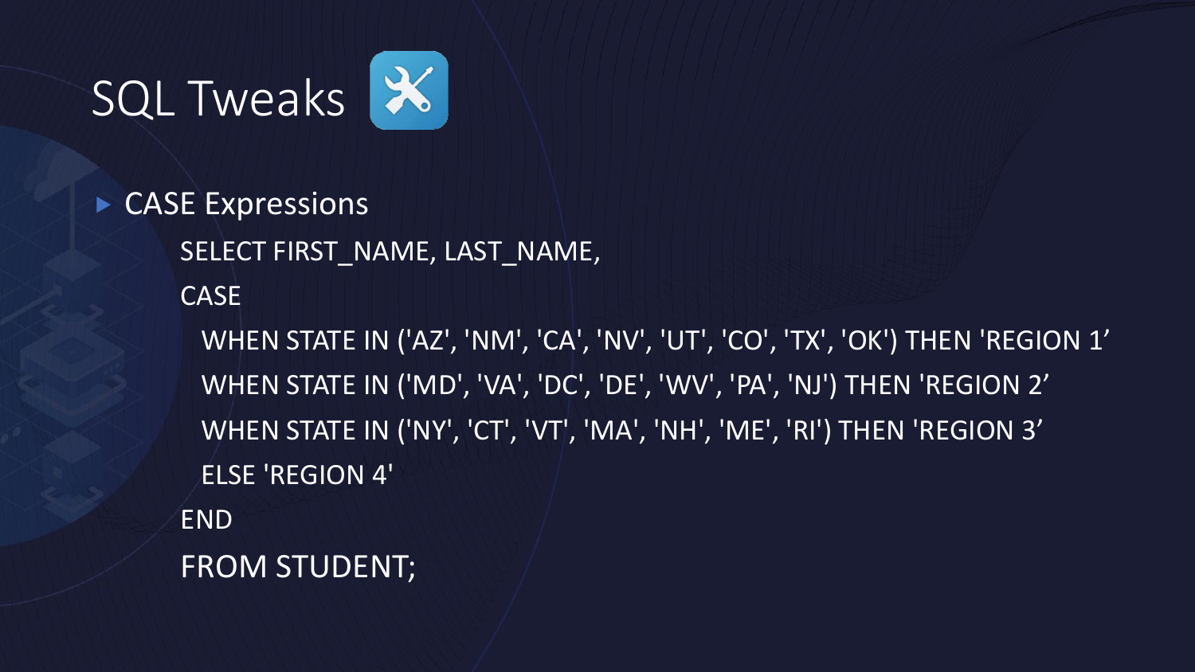# SQL Tweaks

- CASE Expressions

```
SELECT FIRST_NAME, LAST_NAME,
CASE
  WHEN STATE IN ('AZ', 'NM', 'CA', 'NV', 'UT', 'CO', 'TX', 'OK') THEN 'REGION 1’
  WHEN STATE IN ('MD', 'VA', 'DC', 'DE', 'WV', 'PA', 'NJ') THEN 'REGION 2’
  WHEN STATE IN ('NY', 'CT', 'VT', 'MA', 'NH', 'ME', 'RI') THEN 'REGION 3’
  ELSE 'REGION 4'
END
FROM STUDENT;
```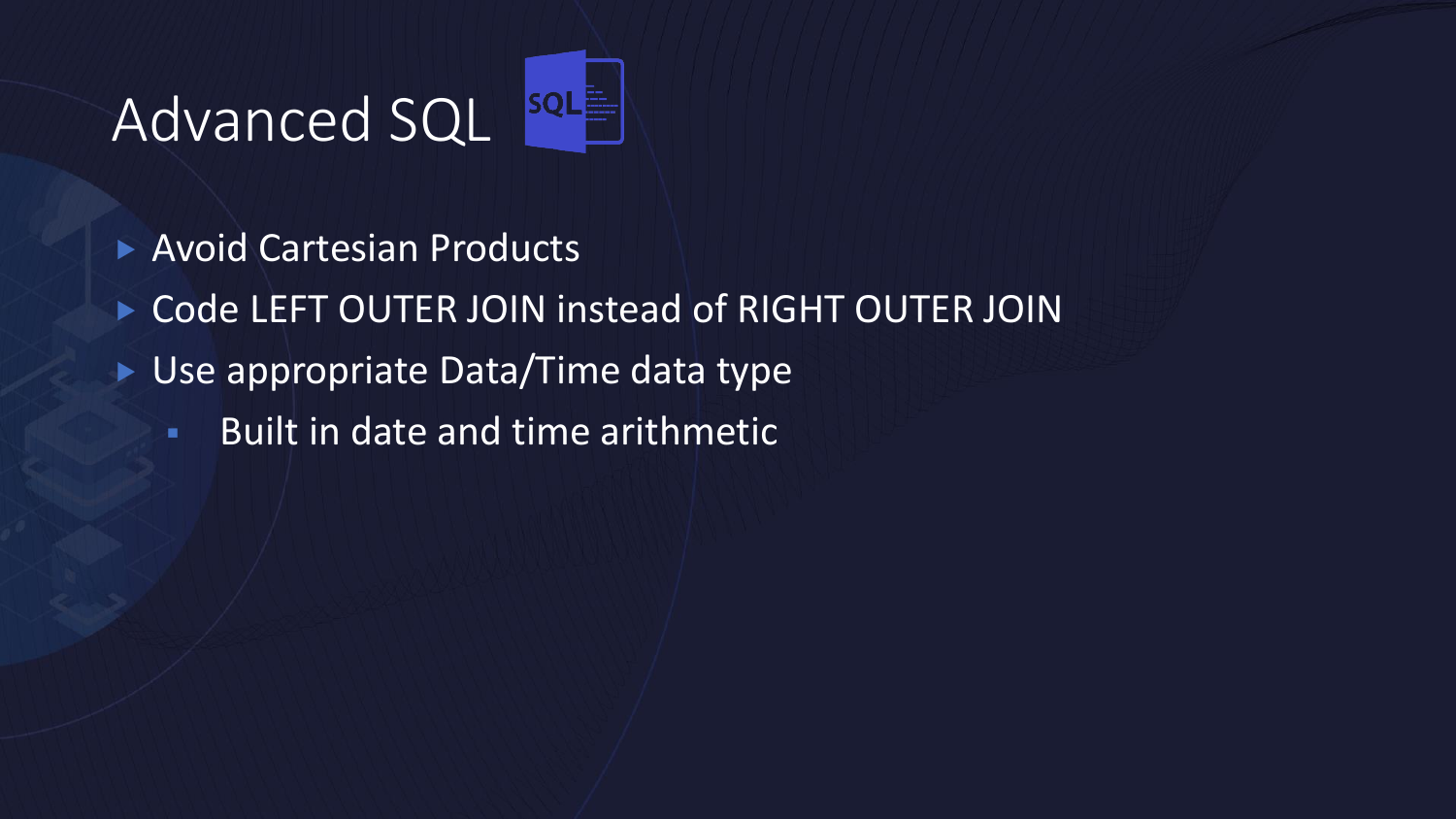# Advanced SQL

- Avoid Cartesian Products
- Code LEFT OUTER JOIN instead of RIGHT OUTER JOIN
- Use appropriate Data/Time data type
  - Built in date and time arithmetic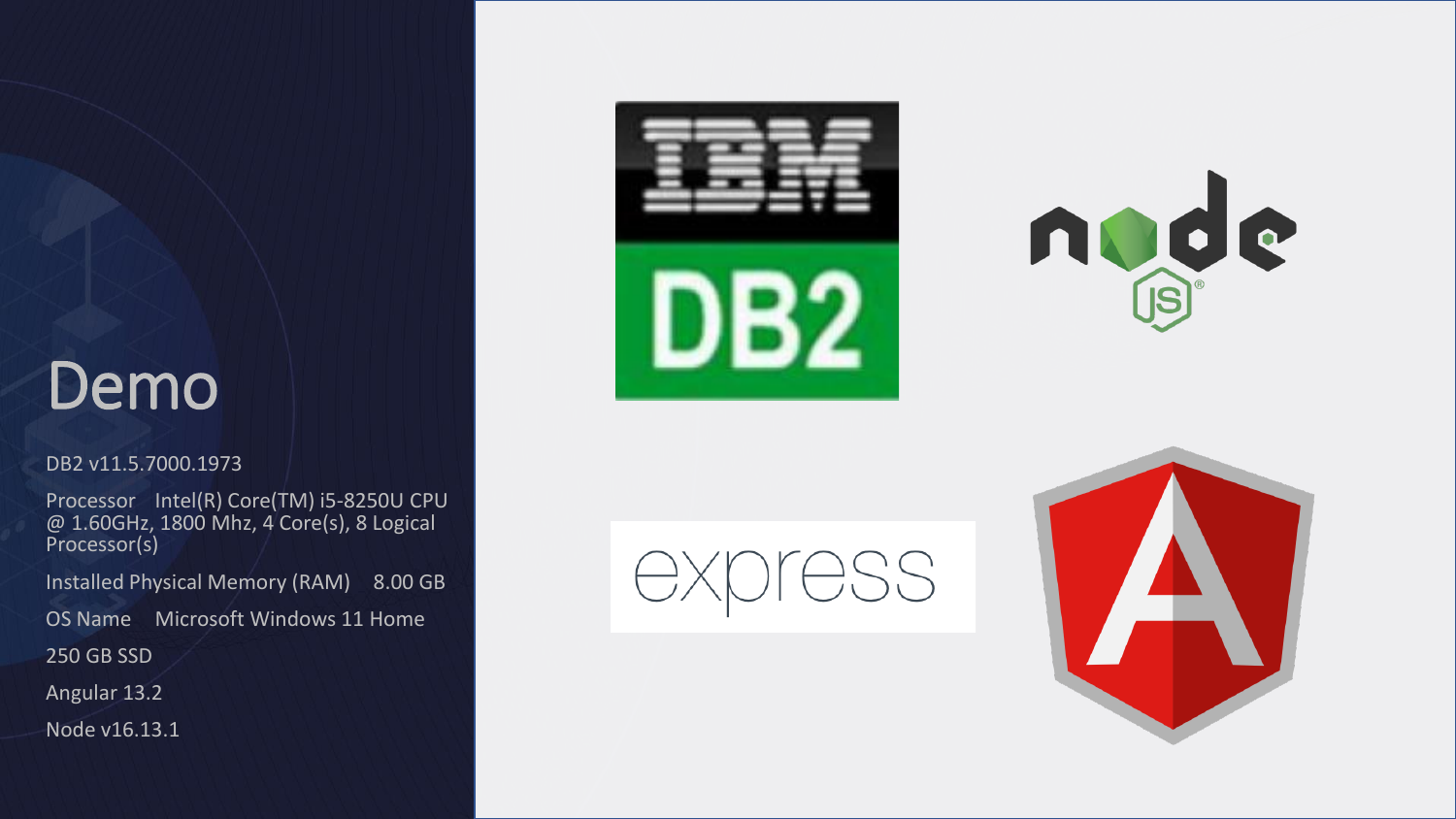# Demo

DB2 v11.5.7000.1973

Processor Intel(R) Core(TM) i5-8250U CPU @ 1.60GHz, 1800 Mhz, 4 Core(s), 8 Logical Processor(s)

Installed Physical Memory (RAM) 8.00 GB

OS Name Microsoft Windows 11 Home

250 GB SSD

Angular 13.2

Node v16.13.1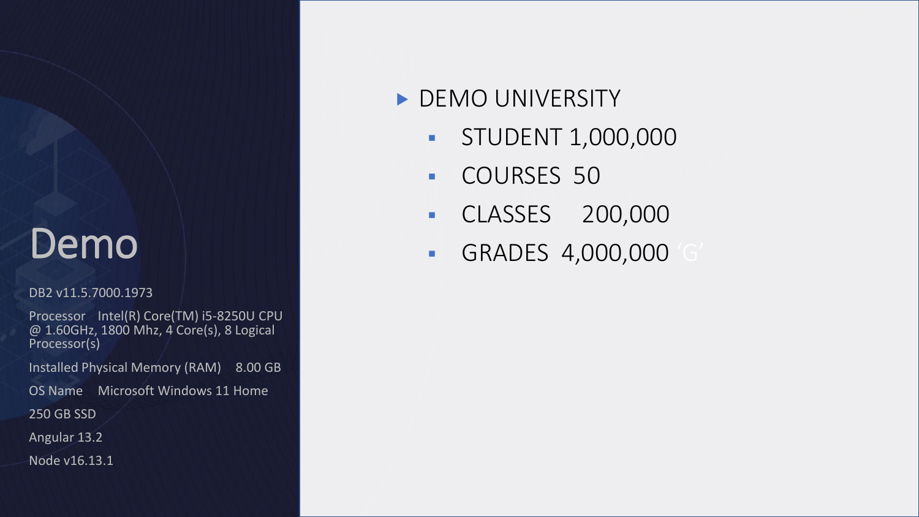# Demo

DB2 v11.5.7000.1973

Processor Intel(R) Core(TM) i5-8250U CPU @ 1.60GHz, 1800 Mhz, 4 Core(s), 8 Logical Processor(s)

Installed Physical Memory (RAM) 8.00 GB

OS Name Microsoft Windows 11 Home

250 GB SSD

Angular 13.2

Node v16.13.1

- DEMO UNIVERSITY
  - STUDENT 1,000,000
  - COURSES 50
  - CLASSES 200,000
  - GRADES 4,000,000 'G'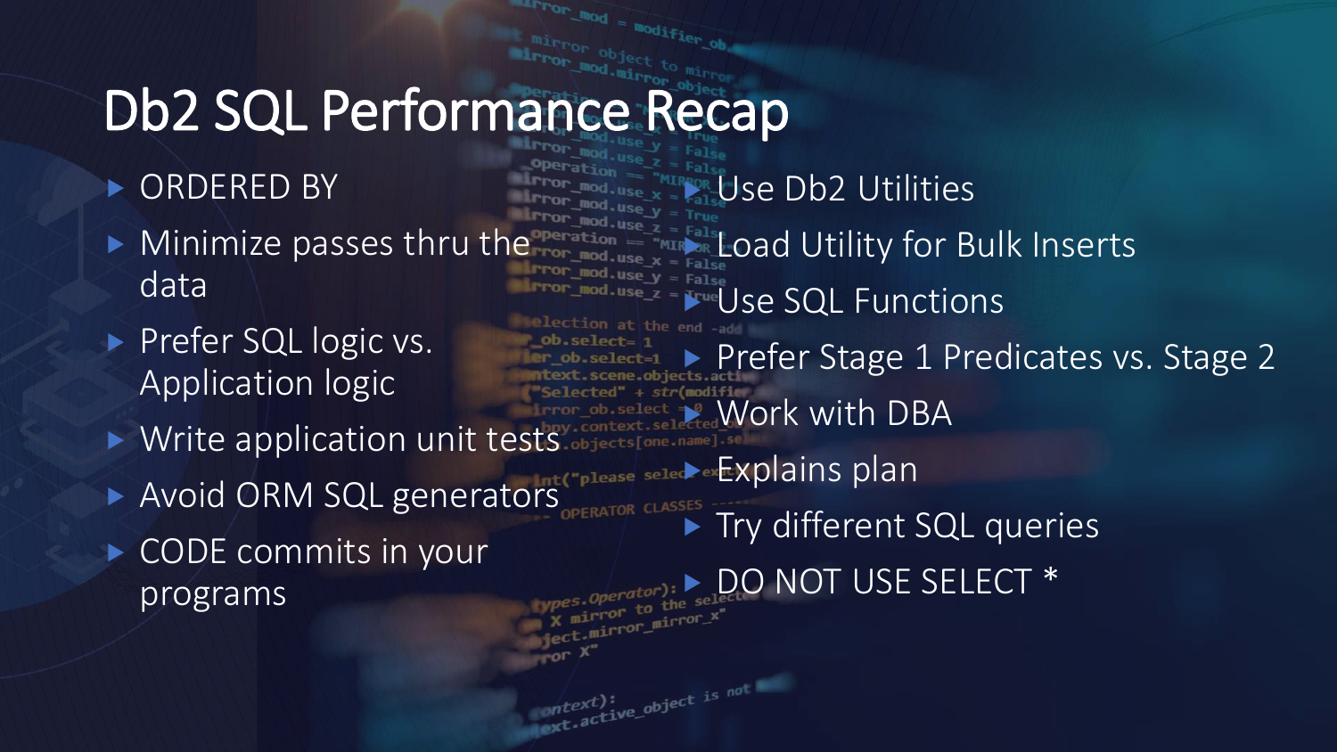# Db2 SQL Performance Recap

- ORDERED BY
- Minimize passes thru the data
- Prefer SQL logic vs. Application logic
- Write application unit tests
- Avoid ORM SQL generators
- CODE commits in your programs
- Use Db2 Utilities
- Load Utility for Bulk Inserts
- Use SQL Functions
- Prefer Stage 1 Predicates vs. Stage 2
- Work with DBA
- Explains plan
- Try different SQL queries
- DO NOT USE SELECT *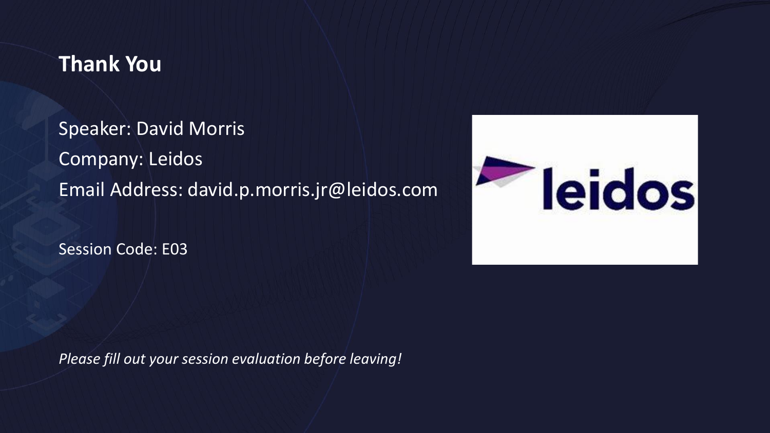# Thank You

Speaker: David Morris

Company: Leidos

Email Address: david.p.morris.jr@leidos.com

Session Code: E03

*Please fill out your session evaluation before leaving!*